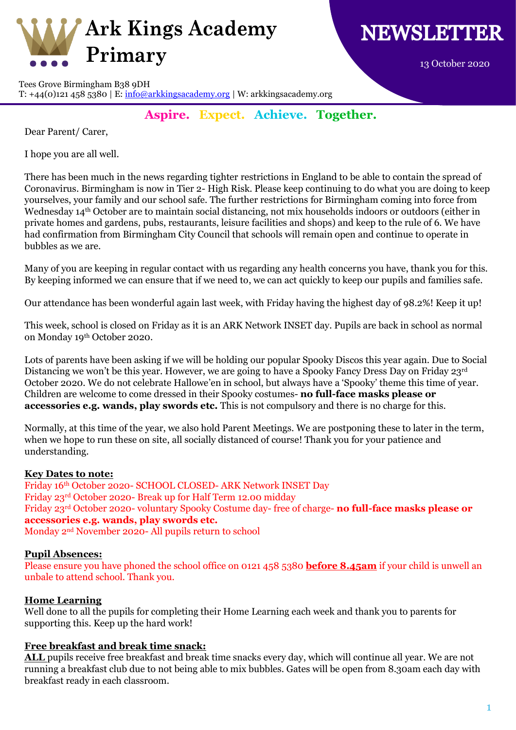# Ark Kings Academy Primary

# NEWSLETTER

13 October 2020

Tees Grove Birmingham B38 9DH
T: +44(0)121 458 5380 | E: info@arkkingsacademy.org | W: arkkingsacademy.org

**Aspire. Expect. Achieve. Together.**

Dear Parent/ Carer,

I hope you are all well.

There has been much in the news regarding tighter restrictions in England to be able to contain the spread of Coronavirus. Birmingham is now in Tier 2- High Risk. Please keep continuing to do what you are doing to keep yourselves, your family and our school safe. The further restrictions for Birmingham coming into force from Wednesday 14th October are to maintain social distancing, not mix households indoors or outdoors (either in private homes and gardens, pubs, restaurants, leisure facilities and shops) and keep to the rule of 6. We have had confirmation from Birmingham City Council that schools will remain open and continue to operate in bubbles as we are.

Many of you are keeping in regular contact with us regarding any health concerns you have, thank you for this. By keeping informed we can ensure that if we need to, we can act quickly to keep our pupils and families safe.

Our attendance has been wonderful again last week, with Friday having the highest day of 98.2%! Keep it up!

This week, school is closed on Friday as it is an ARK Network INSET day. Pupils are back in school as normal on Monday 19th October 2020.

Lots of parents have been asking if we will be holding our popular Spooky Discos this year again. Due to Social Distancing we won't be this year. However, we are going to have a Spooky Fancy Dress Day on Friday 23rd October 2020. We do not celebrate Hallowe'en in school, but always have a 'Spooky' theme this time of year. Children are welcome to come dressed in their Spooky costumes- **no full-face masks please or accessories e.g. wands, play swords etc.** This is not compulsory and there is no charge for this.

Normally, at this time of the year, we also hold Parent Meetings. We are postponing these to later in the term, when we hope to run these on site, all socially distanced of course! Thank you for your patience and understanding.

**Key Dates to note:**

Friday 16th October 2020- SCHOOL CLOSED- ARK Network INSET Day
Friday 23rd October 2020- Break up for Half Term 12.00 midday
Friday 23rd October 2020- voluntary Spooky Costume day- free of charge- **no full-face masks please or accessories e.g. wands, play swords etc.**
Monday 2nd November 2020- All pupils return to school

**Pupil Absences:**

Please ensure you have phoned the school office on 0121 458 5380 **before 8.45am** if your child is unwell an unbale to attend school. Thank you.

**Home Learning**

Well done to all the pupils for completing their Home Learning each week and thank you to parents for supporting this. Keep up the hard work!

**Free breakfast and break time snack:**

**ALL** pupils receive free breakfast and break time snacks every day, which will continue all year. We are not running a breakfast club due to not being able to mix bubbles. Gates will be open from 8.30am each day with breakfast ready in each classroom.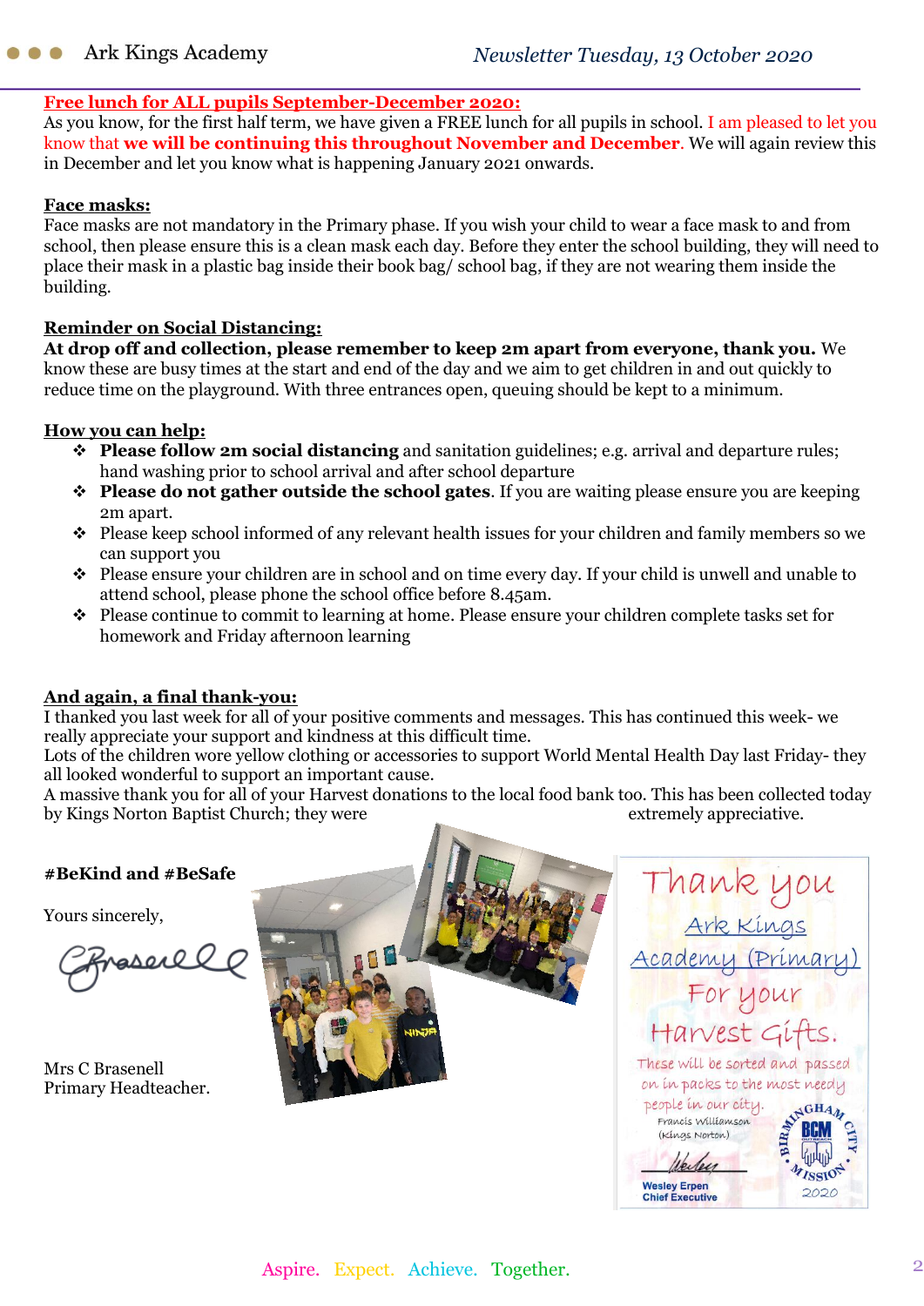**Free lunch for ALL pupils September-December 2020:**

As you know, for the first half term, we have given a FREE lunch for all pupils in school. I am pleased to let you know that **we will be continuing this throughout November and December**. We will again review this in December and let you know what is happening January 2021 onwards.

**Face masks:**

Face masks are not mandatory in the Primary phase. If you wish your child to wear a face mask to and from school, then please ensure this is a clean mask each day. Before they enter the school building, they will need to place their mask in a plastic bag inside their book bag/ school bag, if they are not wearing them inside the building.

**Reminder on Social Distancing:**

**At drop off and collection, please remember to keep 2m apart from everyone, thank you.** We know these are busy times at the start and end of the day and we aim to get children in and out quickly to reduce time on the playground. With three entrances open, queuing should be kept to a minimum.

**How you can help:**

- **Please follow 2m social distancing** and sanitation guidelines; e.g. arrival and departure rules; hand washing prior to school arrival and after school departure
- **Please do not gather outside the school gates**. If you are waiting please ensure you are keeping 2m apart.
- Please keep school informed of any relevant health issues for your children and family members so we can support you
- Please ensure your children are in school and on time every day. If your child is unwell and unable to attend school, please phone the school office before 8.45am.
- Please continue to commit to learning at home. Please ensure your children complete tasks set for homework and Friday afternoon learning

**And again, a final thank-you:**

I thanked you last week for all of your positive comments and messages. This has continued this week- we really appreciate your support and kindness at this difficult time.

Lots of the children wore yellow clothing or accessories to support World Mental Health Day last Friday- they all looked wonderful to support an important cause.

A massive thank you for all of your Harvest donations to the local food bank too. This has been collected today by Kings Norton Baptist Church; they were extremely appreciative.

**#BeKind and #BeSafe**

Yours sincerely,

Mrs C Brasenell
Primary Headteacher.

Thank you Ark Kings Academy (Primary) For your Harvest Gifts.
These will be sorted and passed on in packs to the most needy people in our city.
Francis Williamson (Kings Norton)
Wesley Erpen
Chief Executive
Birmingham City Mission 2020

Aspire. Expect. Achieve. Together.